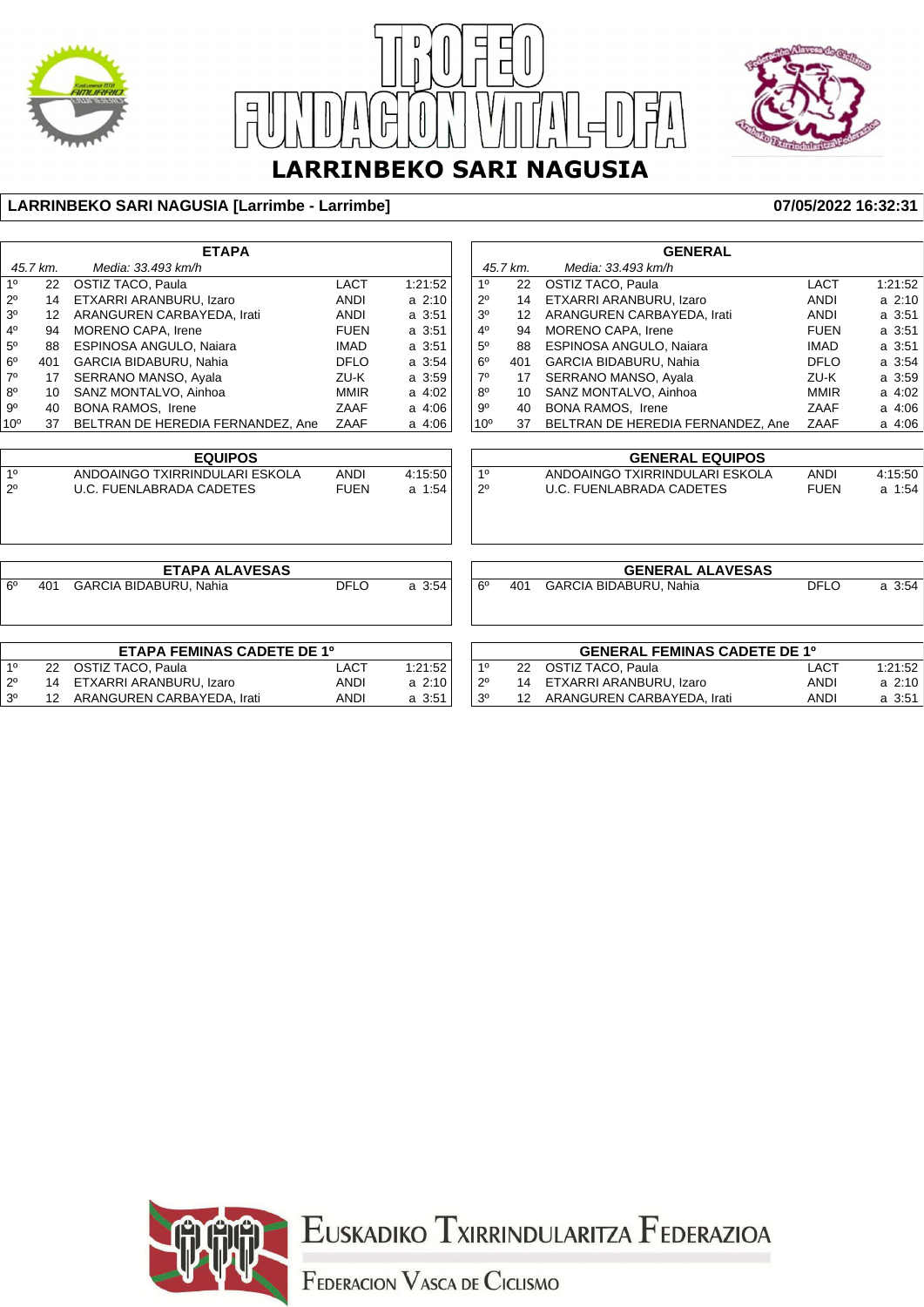# TROFEO FUNDACION VITAL-DFA

## LARRINBEKO SARI NAGUSIA

**LARRINBEKO SARI NAGUSIA [Larrimbe - Larrimbe]** **07/05/2022 16:32:31**

### ETAPA

*45.7 km.* *Media: 33.493 km/h*

| | | | | |
|---|---|---|---|---|
| 1º | 22 | OSTIZ TACO, Paula | LACT | 1:21:52 |
| 2º | 14 | ETXARRI ARANBURU, Izaro | ANDI | a 2:10 |
| 3º | 12 | ARANGUREN CARBAYEDA, Irati | ANDI | a 3:51 |
| 4º | 94 | MORENO CAPA, Irene | FUEN | a 3:51 |
| 5º | 88 | ESPINOSA ANGULO, Naiara | IMAD | a 3:51 |
| 6º | 401 | GARCIA BIDABURU, Nahia | DFLO | a 3:54 |
| 7º | 17 | SERRANO MANSO, Ayala | ZU-K | a 3:59 |
| 8º | 10 | SANZ MONTALVO, Ainhoa | MMIR | a 4:02 |
| 9º | 40 | BONA RAMOS, Irene | ZAAF | a 4:06 |
| 10º | 37 | BELTRAN DE HEREDIA FERNANDEZ, Ane | ZAAF | a 4:06 |

### GENERAL

*45.7 km.* *Media: 33.493 km/h*

| | | | | |
|---|---|---|---|---|
| 1º | 22 | OSTIZ TACO, Paula | LACT | 1:21:52 |
| 2º | 14 | ETXARRI ARANBURU, Izaro | ANDI | a 2:10 |
| 3º | 12 | ARANGUREN CARBAYEDA, Irati | ANDI | a 3:51 |
| 4º | 94 | MORENO CAPA, Irene | FUEN | a 3:51 |
| 5º | 88 | ESPINOSA ANGULO, Naiara | IMAD | a 3:51 |
| 6º | 401 | GARCIA BIDABURU, Nahia | DFLO | a 3:54 |
| 7º | 17 | SERRANO MANSO, Ayala | ZU-K | a 3:59 |
| 8º | 10 | SANZ MONTALVO, Ainhoa | MMIR | a 4:02 |
| 9º | 40 | BONA RAMOS, Irene | ZAAF | a 4:06 |
| 10º | 37 | BELTRAN DE HEREDIA FERNANDEZ, Ane | ZAAF | a 4:06 |

### EQUIPOS

| | | | |
|---|---|---|---|
| 1º | ANDOAINGO TXIRRINDULARI ESKOLA | ANDI | 4:15:50 |
| 2º | U.C. FUENLABRADA CADETES | FUEN | a 1:54 |

### GENERAL EQUIPOS

| | | | |
|---|---|---|---|
| 1º | ANDOAINGO TXIRRINDULARI ESKOLA | ANDI | 4:15:50 |
| 2º | U.C. FUENLABRADA CADETES | FUEN | a 1:54 |

### ETAPA ALAVESAS

| | | | | |
|---|---|---|---|---|
| 6º | 401 | GARCIA BIDABURU, Nahia | DFLO | a 3:54 |

### GENERAL ALAVESAS

| | | | | |
|---|---|---|---|---|
| 6º | 401 | GARCIA BIDABURU, Nahia | DFLO | a 3:54 |

### ETAPA FEMINAS CADETE DE 1º

| | | | | |
|---|---|---|---|---|
| 1º | 22 | OSTIZ TACO, Paula | LACT | 1:21:52 |
| 2º | 14 | ETXARRI ARANBURU, Izaro | ANDI | a 2:10 |
| 3º | 12 | ARANGUREN CARBAYEDA, Irati | ANDI | a 3:51 |

### GENERAL FEMINAS CADETE DE 1º

| | | | | |
|---|---|---|---|---|
| 1º | 22 | OSTIZ TACO, Paula | LACT | 1:21:52 |
| 2º | 14 | ETXARRI ARANBURU, Izaro | ANDI | a 2:10 |
| 3º | 12 | ARANGUREN CARBAYEDA, Irati | ANDI | a 3:51 |

EUSKADIKO TXIRRINDULARITZA FEDERAZIOA

FEDERACION VASCA DE CICLISMO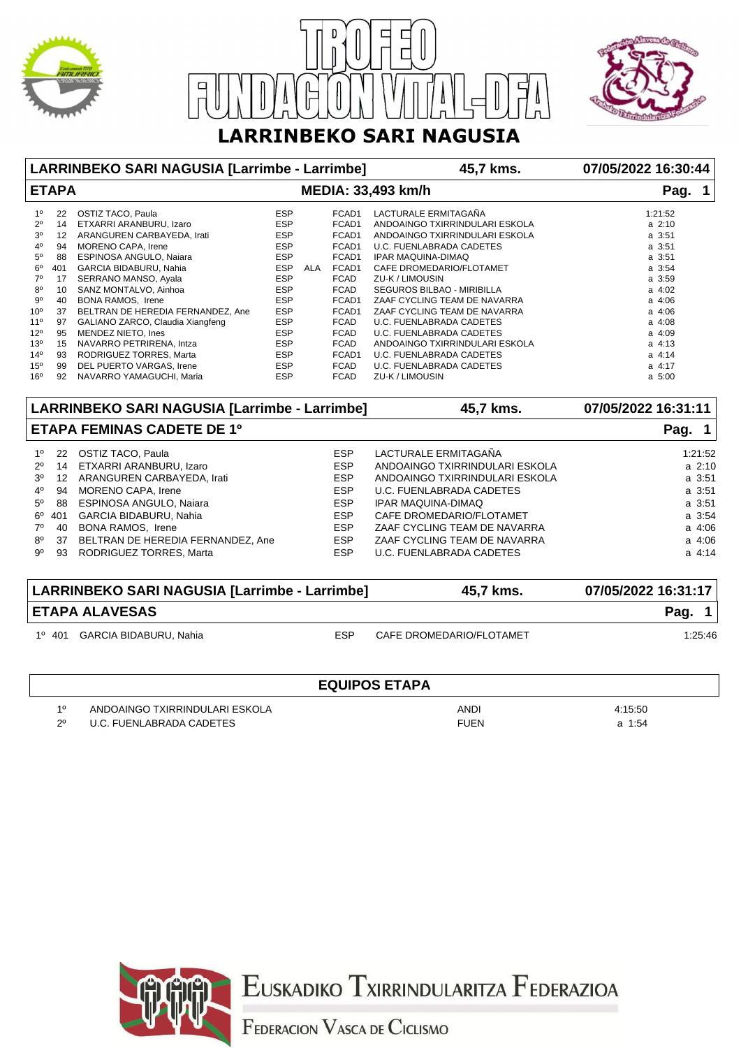# TROFEO FUNDACION VITAL-DFA

## LARRINBEKO SARI NAGUSIA

| LARRINBEKO SARI NAGUSIA [Larrimbe - Larrimbe] | | | | | | | 45,7 kms. | 07/05/2022 16:30:44 |
|---|---|---|---|---|---|---|---|---|
| **ETAPA** | | | | | **MEDIA: 33,493 km/h** | | | **Pag. 1** |
| 1º | 22 | OSTIZ TACO, Paula | ESP | | FCAD1 | LACTURALE ERMITAGAÑA | | 1:21:52 |
| 2º | 14 | ETXARRI ARANBURU, Izaro | ESP | | FCAD1 | ANDOAINGO TXIRRINDULARI ESKOLA | | a 2:10 |
| 3º | 12 | ARANGUREN CARBAYEDA, Irati | ESP | | FCAD1 | ANDOAINGO TXIRRINDULARI ESKOLA | | a 3:51 |
| 4º | 94 | MORENO CAPA, Irene | ESP | | FCAD1 | U.C. FUENLABRADA CADETES | | a 3:51 |
| 5º | 88 | ESPINOSA ANGULO, Naiara | ESP | | FCAD1 | IPAR MAQUINA-DIMAQ | | a 3:51 |
| 6º | 401 | GARCIA BIDABURU, Nahia | ESP | ALA | FCAD1 | CAFE DROMEDARIO/FLOTAMET | | a 3:54 |
| 7º | 17 | SERRANO MANSO, Ayala | ESP | | FCAD | ZU-K / LIMOUSIN | | a 3:59 |
| 8º | 10 | SANZ MONTALVO, Ainhoa | ESP | | FCAD | SEGUROS BILBAO - MIRIBILLA | | a 4:02 |
| 9º | 40 | BONA RAMOS, Irene | ESP | | FCAD1 | ZAAF CYCLING TEAM DE NAVARRA | | a 4:06 |
| 10º | 37 | BELTRAN DE HEREDIA FERNANDEZ, Ane | ESP | | FCAD1 | ZAAF CYCLING TEAM DE NAVARRA | | a 4:06 |
| 11º | 97 | GALIANO ZARCO, Claudia Xiangfeng | ESP | | FCAD | U.C. FUENLABRADA CADETES | | a 4:08 |
| 12º | 95 | MENDEZ NIETO, Ines | ESP | | FCAD | U.C. FUENLABRADA CADETES | | a 4:09 |
| 13º | 15 | NAVARRO PETRIRENA, Intza | ESP | | FCAD | ANDOAINGO TXIRRINDULARI ESKOLA | | a 4:13 |
| 14º | 93 | RODRIGUEZ TORRES, Marta | ESP | | FCAD1 | U.C. FUENLABRADA CADETES | | a 4:14 |
| 15º | 99 | DEL PUERTO VARGAS, Irene | ESP | | FCAD | U.C. FUENLABRADA CADETES | | a 4:17 |
| 16º | 92 | NAVARRO YAMAGUCHI, Maria | ESP | | FCAD | ZU-K / LIMOUSIN | | a 5:00 |

| LARRINBEKO SARI NAGUSIA [Larrimbe - Larrimbe] | | | | 45,7 kms. | 07/05/2022 16:31:11 |
|---|---|---|---|---|---|
| **ETAPA FEMINAS CADETE DE 1º** | | | | | **Pag. 1** |
| 1º | 22 | OSTIZ TACO, Paula | ESP | LACTURALE ERMITAGAÑA | 1:21:52 |
| 2º | 14 | ETXARRI ARANBURU, Izaro | ESP | ANDOAINGO TXIRRINDULARI ESKOLA | a 2:10 |
| 3º | 12 | ARANGUREN CARBAYEDA, Irati | ESP | ANDOAINGO TXIRRINDULARI ESKOLA | a 3:51 |
| 4º | 94 | MORENO CAPA, Irene | ESP | U.C. FUENLABRADA CADETES | a 3:51 |
| 5º | 88 | ESPINOSA ANGULO, Naiara | ESP | IPAR MAQUINA-DIMAQ | a 3:51 |
| 6º | 401 | GARCIA BIDABURU, Nahia | ESP | CAFE DROMEDARIO/FLOTAMET | a 3:54 |
| 7º | 40 | BONA RAMOS, Irene | ESP | ZAAF CYCLING TEAM DE NAVARRA | a 4:06 |
| 8º | 37 | BELTRAN DE HEREDIA FERNANDEZ, Ane | ESP | ZAAF CYCLING TEAM DE NAVARRA | a 4:06 |
| 9º | 93 | RODRIGUEZ TORRES, Marta | ESP | U.C. FUENLABRADA CADETES | a 4:14 |

| LARRINBEKO SARI NAGUSIA [Larrimbe - Larrimbe] | | | | 45,7 kms. | 07/05/2022 16:31:17 |
|---|---|---|---|---|---|
| **ETAPA ALAVESAS** | | | | | **Pag. 1** |
| 1º | 401 | GARCIA BIDABURU, Nahia | ESP | CAFE DROMEDARIO/FLOTAMET | 1:25:46 |

| EQUIPOS ETAPA | | | |
|---|---|---|---|
| 1º | ANDOAINGO TXIRRINDULARI ESKOLA | ANDI | 4:15:50 |
| 2º | U.C. FUENLABRADA CADETES | FUEN | a 1:54 |

EUSKADIKO TXIRRINDULARITZA FEDERAZIOA

FEDERACION VASCA DE CICLISMO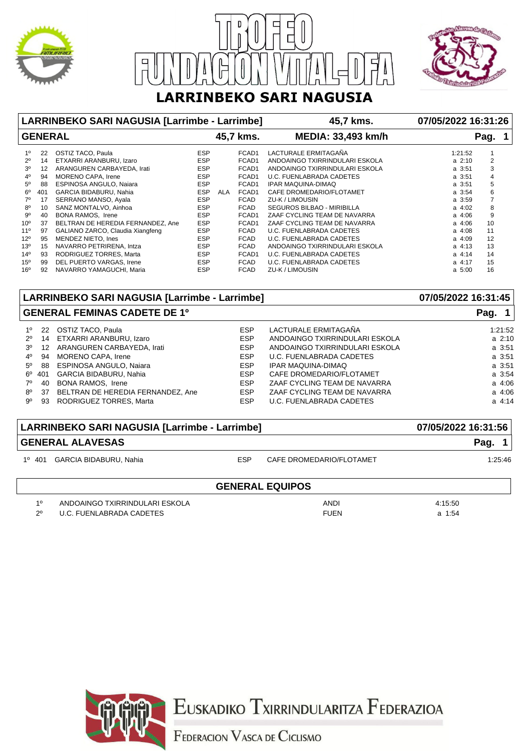# TROFEO FUNDACION VITAL-DFA

## LARRINBEKO SARI NAGUSIA

| LARRINBEKO SARI NAGUSIA [Larrimbe - Larrimbe] | | | | | | | 45,7 kms. | | 07/05/2022 16:31:26 |
|---|---|---|---|---|---|---|---|---|---|
| **GENERAL** | | | | 45,7 kms. | | | MEDIA: 33,493 km/h | | Pag. 1 |
| 1º | 22 | OSTIZ TACO, Paula | ESP | | FCAD1 | LACTURALE ERMITAGAÑA | 1:21:52 | | 1 |
| 2º | 14 | ETXARRI ARANBURU, Izaro | ESP | | FCAD1 | ANDOAINGO TXIRRINDULARI ESKOLA | a 2:10 | | 2 |
| 3º | 12 | ARANGUREN CARBAYEDA, Irati | ESP | | FCAD1 | ANDOAINGO TXIRRINDULARI ESKOLA | a 3:51 | | 3 |
| 4º | 94 | MORENO CAPA, Irene | ESP | | FCAD1 | U.C. FUENLABRADA CADETES | a 3:51 | | 4 |
| 5º | 88 | ESPINOSA ANGULO, Naiara | ESP | | FCAD1 | IPAR MAQUINA-DIMAQ | a 3:51 | | 5 |
| 6º | 401 | GARCIA BIDABURU, Nahia | ESP | ALA | FCAD1 | CAFE DROMEDARIO/FLOTAMET | a 3:54 | | 6 |
| 7º | 17 | SERRANO MANSO, Ayala | ESP | | FCAD | ZU-K / LIMOUSIN | a 3:59 | | 7 |
| 8º | 10 | SANZ MONTALVO, Ainhoa | ESP | | FCAD | SEGUROS BILBAO - MIRIBILLA | a 4:02 | | 8 |
| 9º | 40 | BONA RAMOS, Irene | ESP | | FCAD1 | ZAAF CYCLING TEAM DE NAVARRA | a 4:06 | | 9 |
| 10º | 37 | BELTRAN DE HEREDIA FERNANDEZ, Ane | ESP | | FCAD1 | ZAAF CYCLING TEAM DE NAVARRA | a 4:06 | | 10 |
| 11º | 97 | GALIANO ZARCO, Claudia Xiangfeng | ESP | | FCAD | U.C. FUENLABRADA CADETES | a 4:08 | | 11 |
| 12º | 95 | MENDEZ NIETO, Ines | ESP | | FCAD | U.C. FUENLABRADA CADETES | a 4:09 | | 12 |
| 13º | 15 | NAVARRO PETRIRENA, Intza | ESP | | FCAD | ANDOAINGO TXIRRINDULARI ESKOLA | a 4:13 | | 13 |
| 14º | 93 | RODRIGUEZ TORRES, Marta | ESP | | FCAD1 | U.C. FUENLABRADA CADETES | a 4:14 | | 14 |
| 15º | 99 | DEL PUERTO VARGAS, Irene | ESP | | FCAD | U.C. FUENLABRADA CADETES | a 4:17 | | 15 |
| 16º | 92 | NAVARRO YAMAGUCHI, Maria | ESP | | FCAD | ZU-K / LIMOUSIN | a 5:00 | | 16 |

| LARRINBEKO SARI NAGUSIA [Larrimbe - Larrimbe] | | | | | 07/05/2022 16:31:45 |
|---|---|---|---|---|---|
| **GENERAL FEMINAS CADETE DE 1º** | | | | | Pag. 1 |
| 1º | 22 | OSTIZ TACO, Paula | ESP | LACTURALE ERMITAGAÑA | 1:21:52 |
| 2º | 14 | ETXARRI ARANBURU, Izaro | ESP | ANDOAINGO TXIRRINDULARI ESKOLA | a 2:10 |
| 3º | 12 | ARANGUREN CARBAYEDA, Irati | ESP | ANDOAINGO TXIRRINDULARI ESKOLA | a 3:51 |
| 4º | 94 | MORENO CAPA, Irene | ESP | U.C. FUENLABRADA CADETES | a 3:51 |
| 5º | 88 | ESPINOSA ANGULO, Naiara | ESP | IPAR MAQUINA-DIMAQ | a 3:51 |
| 6º | 401 | GARCIA BIDABURU, Nahia | ESP | CAFE DROMEDARIO/FLOTAMET | a 3:54 |
| 7º | 40 | BONA RAMOS, Irene | ESP | ZAAF CYCLING TEAM DE NAVARRA | a 4:06 |
| 8º | 37 | BELTRAN DE HEREDIA FERNANDEZ, Ane | ESP | ZAAF CYCLING TEAM DE NAVARRA | a 4:06 |
| 9º | 93 | RODRIGUEZ TORRES, Marta | ESP | U.C. FUENLABRADA CADETES | a 4:14 |

| LARRINBEKO SARI NAGUSIA [Larrimbe - Larrimbe] | | | | | 07/05/2022 16:31:56 |
|---|---|---|---|---|---|
| **GENERAL ALAVESAS** | | | | | Pag. 1 |
| 1º | 401 | GARCIA BIDABURU, Nahia | ESP | CAFE DROMEDARIO/FLOTAMET | 1:25:46 |

| GENERAL EQUIPOS | | | |
|---|---|---|---|
| 1º | ANDOAINGO TXIRRINDULARI ESKOLA | ANDI | 4:15:50 |
| 2º | U.C. FUENLABRADA CADETES | FUEN | a 1:54 |

EUSKADIKO TXIRRINDULARITZA FEDERAZIOA

FEDERACION VASCA DE CICLISMO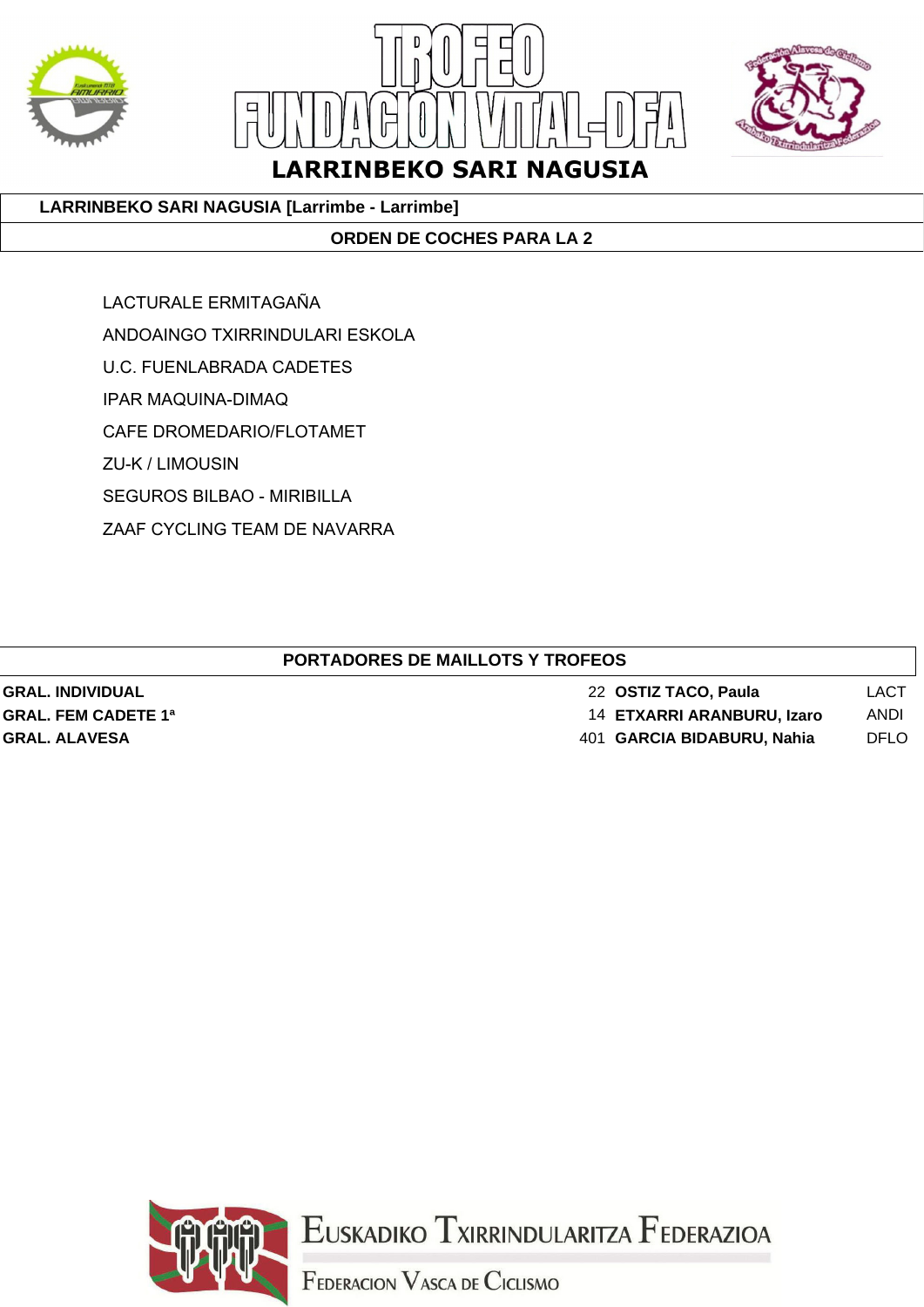# TROFEO FUNDACION VITAL-DFA

## LARRINBEKO SARI NAGUSIA

**LARRINBEKO SARI NAGUSIA [Larrimbe - Larrimbe]**

**ORDEN DE COCHES PARA LA 2**

LACTURALE ERMITAGAÑA

ANDOAINGO TXIRRINDULARI ESKOLA

U.C. FUENLABRADA CADETES

IPAR MAQUINA-DIMAQ

CAFE DROMEDARIO/FLOTAMET

ZU-K / LIMOUSIN

SEGUROS BILBAO - MIRIBILLA

ZAAF CYCLING TEAM DE NAVARRA

**PORTADORES DE MAILLOTS Y TROFEOS**

| | | | |
|---|---|---|---|
| **GRAL. INDIVIDUAL** | 22 | **OSTIZ TACO, Paula** | LACT |
| **GRAL. FEM CADETE 1ª** | 14 | **ETXARRI ARANBURU, Izaro** | ANDI |
| **GRAL. ALAVESA** | 401 | **GARCIA BIDABURU, Nahia** | DFLO |

EUSKADIKO TXIRRINDULARITZA FEDERAZIOA

FEDERACION VASCA DE CICLISMO